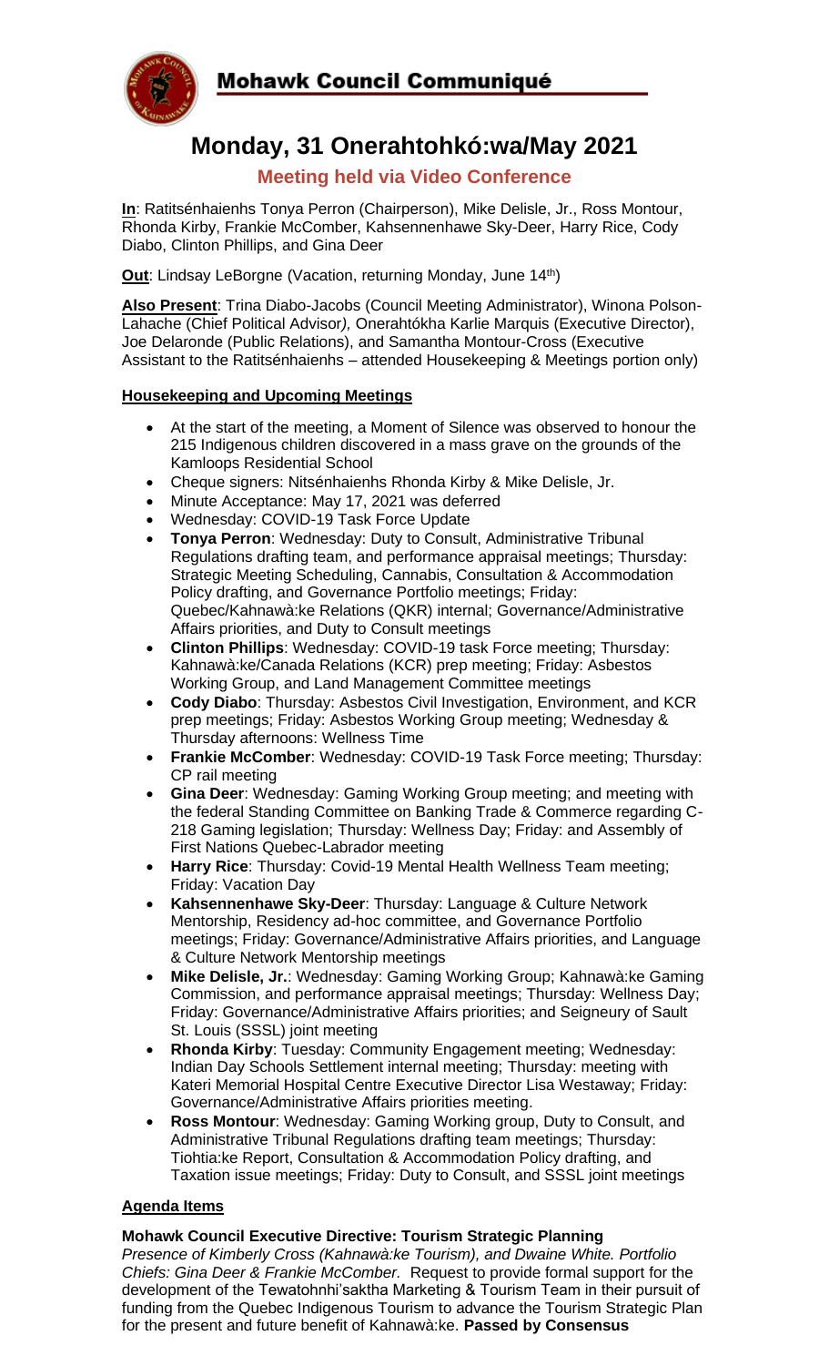# Mohawk Council Communiqué

## Monday, 31 Onerahtohkó:wa/May 2021

### Meeting held via Video Conference

**In**: Ratitsénhaienhs Tonya Perron (Chairperson), Mike Delisle, Jr., Ross Montour, Rhonda Kirby, Frankie McComber, Kahsennenhawe Sky-Deer, Harry Rice, Cody Diabo, Clinton Phillips, and Gina Deer

**Out**: Lindsay LeBorgne (Vacation, returning Monday, June 14th)

**Also Present**: Trina Diabo-Jacobs (Council Meeting Administrator), Winona Polson-Lahache (Chief Political Advisor*),* Onerahtókha Karlie Marquis (Executive Director), Joe Delaronde (Public Relations), and Samantha Montour-Cross (Executive Assistant to the Ratitsénhaienhs – attended Housekeeping & Meetings portion only)

**Housekeeping and Upcoming Meetings**

- At the start of the meeting, a Moment of Silence was observed to honour the 215 Indigenous children discovered in a mass grave on the grounds of the Kamloops Residential School
- Cheque signers: Nitsénhaienhs Rhonda Kirby & Mike Delisle, Jr.
- Minute Acceptance: May 17, 2021 was deferred
- Wednesday: COVID-19 Task Force Update
- **Tonya Perron**: Wednesday: Duty to Consult, Administrative Tribunal Regulations drafting team, and performance appraisal meetings; Thursday: Strategic Meeting Scheduling, Cannabis, Consultation & Accommodation Policy drafting, and Governance Portfolio meetings; Friday: Quebec/Kahnawà:ke Relations (QKR) internal; Governance/Administrative Affairs priorities, and Duty to Consult meetings
- **Clinton Phillips**: Wednesday: COVID-19 task Force meeting; Thursday: Kahnawà:ke/Canada Relations (KCR) prep meeting; Friday: Asbestos Working Group, and Land Management Committee meetings
- **Cody Diabo**: Thursday: Asbestos Civil Investigation, Environment, and KCR prep meetings; Friday: Asbestos Working Group meeting; Wednesday & Thursday afternoons: Wellness Time
- **Frankie McComber**: Wednesday: COVID-19 Task Force meeting; Thursday: CP rail meeting
- **Gina Deer**: Wednesday: Gaming Working Group meeting; and meeting with the federal Standing Committee on Banking Trade & Commerce regarding C-218 Gaming legislation; Thursday: Wellness Day; Friday: and Assembly of First Nations Quebec-Labrador meeting
- **Harry Rice**: Thursday: Covid-19 Mental Health Wellness Team meeting; Friday: Vacation Day
- **Kahsennenhawe Sky-Deer**: Thursday: Language & Culture Network Mentorship, Residency ad-hoc committee, and Governance Portfolio meetings; Friday: Governance/Administrative Affairs priorities, and Language & Culture Network Mentorship meetings
- **Mike Delisle, Jr.**: Wednesday: Gaming Working Group; Kahnawà:ke Gaming Commission, and performance appraisal meetings; Thursday: Wellness Day; Friday: Governance/Administrative Affairs priorities; and Seigneury of Sault St. Louis (SSSL) joint meeting
- **Rhonda Kirby**: Tuesday: Community Engagement meeting; Wednesday: Indian Day Schools Settlement internal meeting; Thursday: meeting with Kateri Memorial Hospital Centre Executive Director Lisa Westaway; Friday: Governance/Administrative Affairs priorities meeting.
- **Ross Montour**: Wednesday: Gaming Working group, Duty to Consult, and Administrative Tribunal Regulations drafting team meetings; Thursday: Tiohtia:ke Report, Consultation & Accommodation Policy drafting, and Taxation issue meetings; Friday: Duty to Consult, and SSSL joint meetings

**Agenda Items**

**Mohawk Council Executive Directive: Tourism Strategic Planning**

*Presence of Kimberly Cross (Kahnawà:ke Tourism), and Dwaine White. Portfolio Chiefs: Gina Deer & Frankie McComber.* Request to provide formal support for the development of the Tewatohnhi'saktha Marketing & Tourism Team in their pursuit of funding from the Quebec Indigenous Tourism to advance the Tourism Strategic Plan for the present and future benefit of Kahnawà:ke. **Passed by Consensus**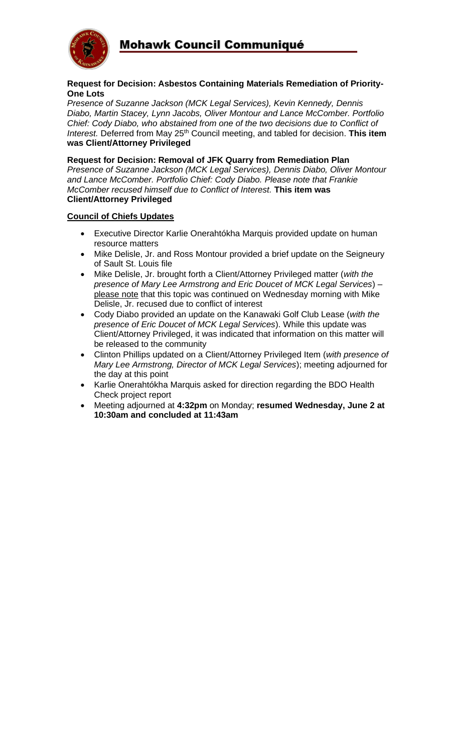# Mohawk Council Communiqué

**Request for Decision: Asbestos Containing Materials Remediation of Priority-One Lots**
*Presence of Suzanne Jackson (MCK Legal Services), Kevin Kennedy, Dennis Diabo, Martin Stacey, Lynn Jacobs, Oliver Montour and Lance McComber. Portfolio Chief: Cody Diabo, who abstained from one of the two decisions due to Conflict of Interest.* Deferred from May 25th Council meeting, and tabled for decision. **This item was Client/Attorney Privileged**

**Request for Decision: Removal of JFK Quarry from Remediation Plan**
*Presence of Suzanne Jackson (MCK Legal Services), Dennis Diabo, Oliver Montour and Lance McComber. Portfolio Chief: Cody Diabo. Please note that Frankie McComber recused himself due to Conflict of Interest.* **This item was Client/Attorney Privileged**

**Council of Chiefs Updates**

- Executive Director Karlie Onerahtókha Marquis provided update on human resource matters
- Mike Delisle, Jr. and Ross Montour provided a brief update on the Seigneury of Sault St. Louis file
- Mike Delisle, Jr. brought forth a Client/Attorney Privileged matter (*with the presence of Mary Lee Armstrong and Eric Doucet of MCK Legal Services*) – please note that this topic was continued on Wednesday morning with Mike Delisle, Jr. recused due to conflict of interest
- Cody Diabo provided an update on the Kanawaki Golf Club Lease (*with the presence of Eric Doucet of MCK Legal Services*). While this update was Client/Attorney Privileged, it was indicated that information on this matter will be released to the community
- Clinton Phillips updated on a Client/Attorney Privileged Item (*with presence of Mary Lee Armstrong, Director of MCK Legal Services*); meeting adjourned for the day at this point
- Karlie Onerahtókha Marquis asked for direction regarding the BDO Health Check project report
- Meeting adjourned at **4:32pm** on Monday; **resumed Wednesday, June 2 at 10:30am and concluded at 11:43am**